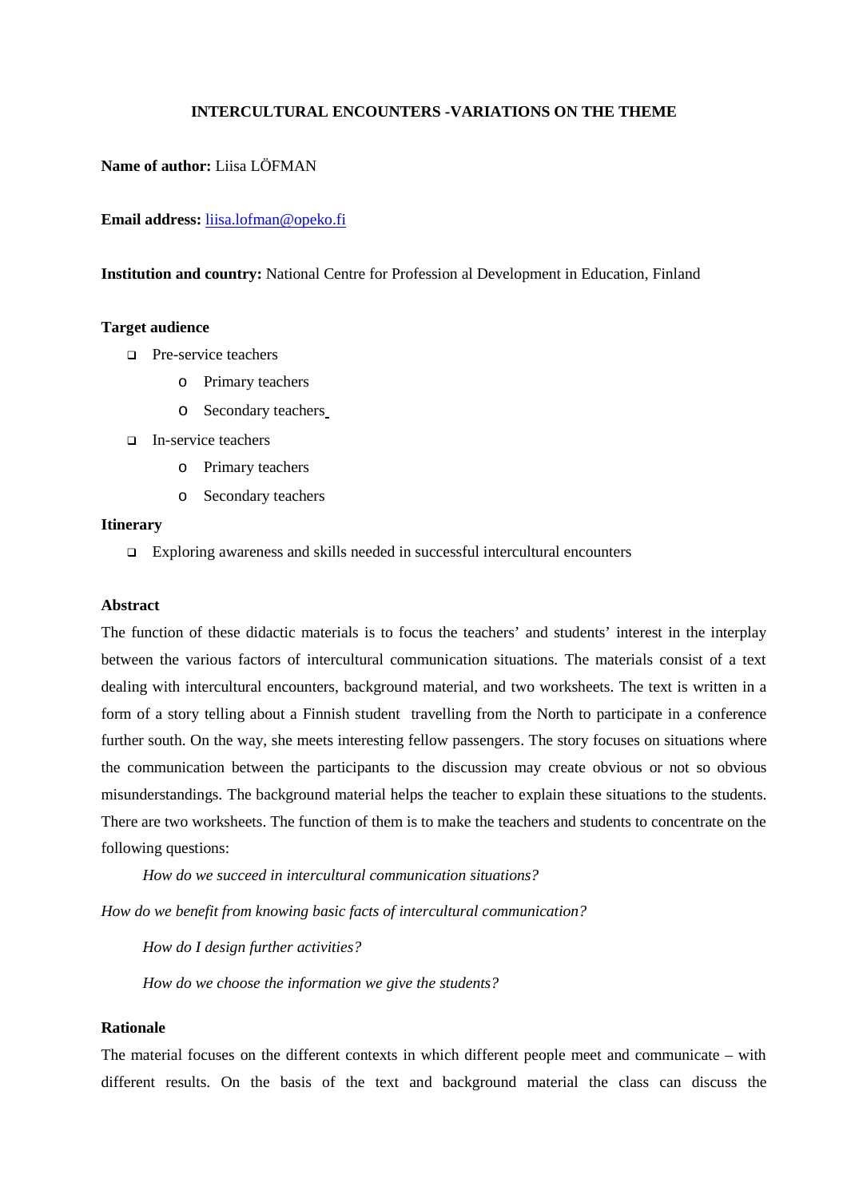**INTERCULTURAL ENCOUNTERS -VARIATIONS ON THE THEME**

**Name of author:** Liisa LÖFMAN

**Email address:** liisa.lofman@opeko.fi

**Institution and country:** National Centre for Profession al Development in Education, Finland

**Target audience**

- Pre-service teachers
  - Primary teachers
  - Secondary teachers
- In-service teachers
  - Primary teachers
  - Secondary teachers

**Itinerary**

- Exploring awareness and skills needed in successful intercultural encounters

**Abstract**

The function of these didactic materials is to focus the teachers' and students' interest in the interplay between the various factors of intercultural communication situations. The materials consist of a text dealing with intercultural encounters, background material, and two worksheets. The text is written in a form of a story telling about a Finnish student travelling from the North to participate in a conference further south. On the way, she meets interesting fellow passengers. The story focuses on situations where the communication between the participants to the discussion may create obvious or not so obvious misunderstandings. The background material helps the teacher to explain these situations to the students. There are two worksheets. The function of them is to make the teachers and students to concentrate on the following questions:

*How do we succeed in intercultural communication situations?*

*How do we benefit from knowing basic facts of intercultural communication?*

*How do I design further activities?*

*How do we choose the information we give the students?*

**Rationale**

The material focuses on the different contexts in which different people meet and communicate – with different results. On the basis of the text and background material the class can discuss the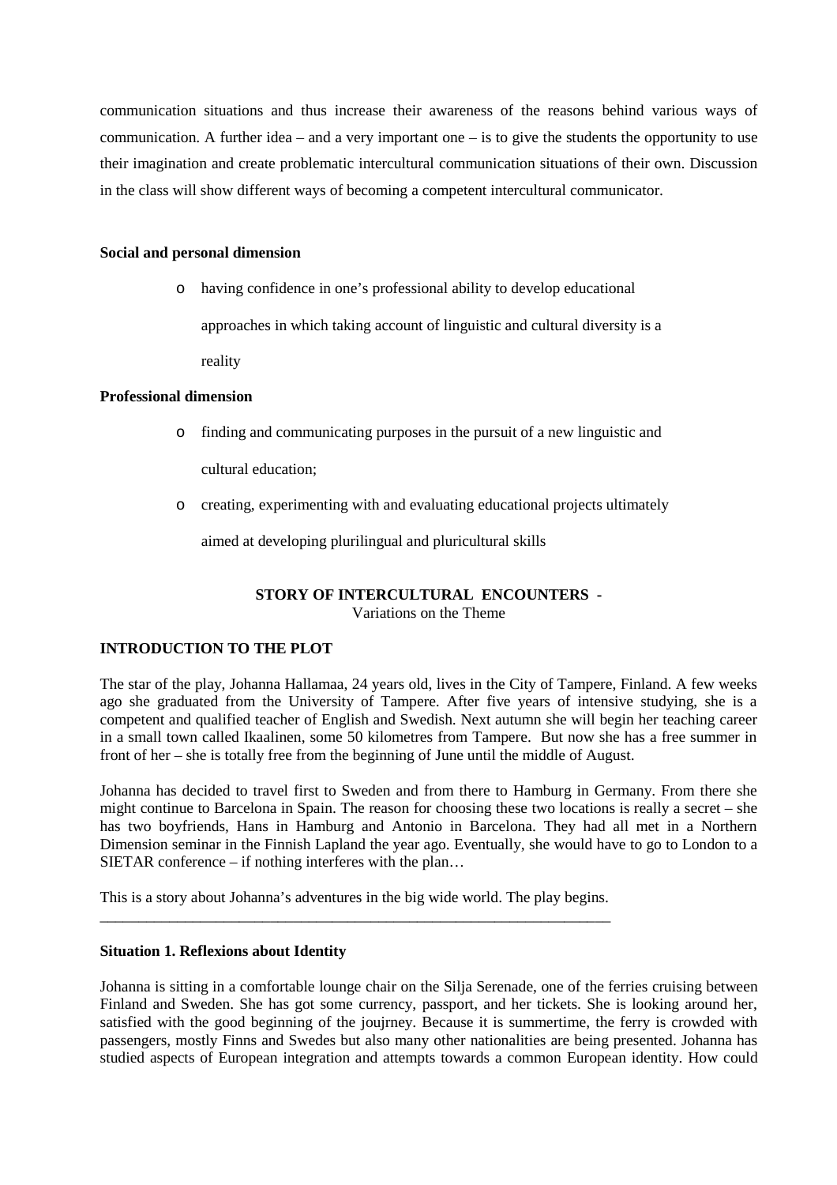communication situations and thus increase their awareness of the reasons behind various ways of communication. A further idea – and a very important one – is to give the students the opportunity to use their imagination and create problematic intercultural communication situations of their own. Discussion in the class will show different ways of becoming a competent intercultural communicator.

**Social and personal dimension**

- having confidence in one's professional ability to develop educational approaches in which taking account of linguistic and cultural diversity is a reality

**Professional dimension**

- finding and communicating purposes in the pursuit of a new linguistic and cultural education;
- creating, experimenting with and evaluating educational projects ultimately aimed at developing plurilingual and pluricultural skills

**STORY OF INTERCULTURAL ENCOUNTERS -**
Variations on the Theme

**INTRODUCTION TO THE PLOT**

The star of the play, Johanna Hallamaa, 24 years old, lives in the City of Tampere, Finland. A few weeks ago she graduated from the University of Tampere. After five years of intensive studying, she is a competent and qualified teacher of English and Swedish. Next autumn she will begin her teaching career in a small town called Ikaalinen, some 50 kilometres from Tampere. But now she has a free summer in front of her – she is totally free from the beginning of June until the middle of August.

Johanna has decided to travel first to Sweden and from there to Hamburg in Germany. From there she might continue to Barcelona in Spain. The reason for choosing these two locations is really a secret – she has two boyfriends, Hans in Hamburg and Antonio in Barcelona. They had all met in a Northern Dimension seminar in the Finnish Lapland the year ago. Eventually, she would have to go to London to a SIETAR conference – if nothing interferes with the plan…

This is a story about Johanna's adventures in the big wide world. The play begins.

---

**Situation 1. Reflexions about Identity**

Johanna is sitting in a comfortable lounge chair on the Silja Serenade, one of the ferries cruising between Finland and Sweden. She has got some currency, passport, and her tickets. She is looking around her, satisfied with the good beginning of the joujrney. Because it is summertime, the ferry is crowded with passengers, mostly Finns and Swedes but also many other nationalities are being presented. Johanna has studied aspects of European integration and attempts towards a common European identity. How could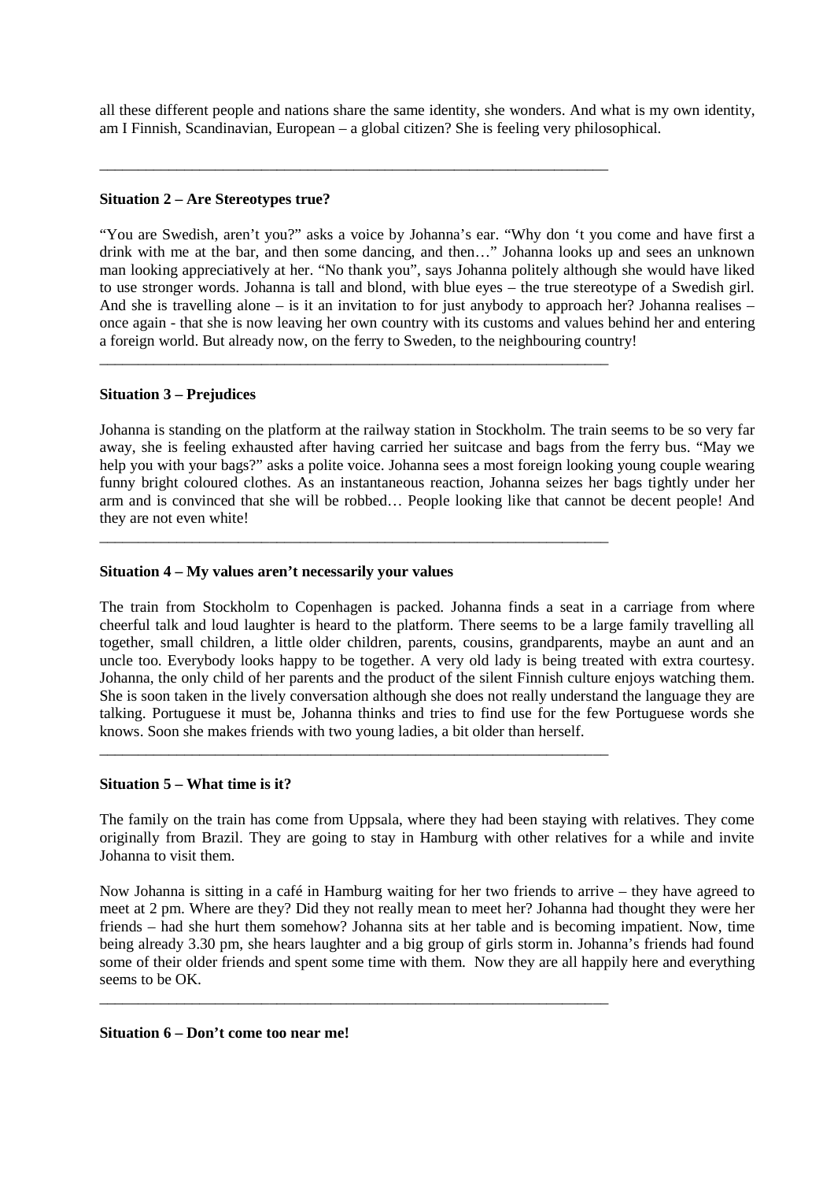all these different people and nations share the same identity, she wonders. And what is my own identity, am I Finnish, Scandinavian, European – a global citizen? She is feeling very philosophical.

---

**Situation 2 – Are Stereotypes true?**

"You are Swedish, aren't you?" asks a voice by Johanna's ear. "Why don 't you come and have first a drink with me at the bar, and then some dancing, and then…" Johanna looks up and sees an unknown man looking appreciatively at her. "No thank you", says Johanna politely although she would have liked to use stronger words. Johanna is tall and blond, with blue eyes – the true stereotype of a Swedish girl. And she is travelling alone – is it an invitation to for just anybody to approach her? Johanna realises – once again - that she is now leaving her own country with its customs and values behind her and entering a foreign world. But already now, on the ferry to Sweden, to the neighbouring country!

---

**Situation 3 – Prejudices**

Johanna is standing on the platform at the railway station in Stockholm. The train seems to be so very far away, she is feeling exhausted after having carried her suitcase and bags from the ferry bus. "May we help you with your bags?" asks a polite voice. Johanna sees a most foreign looking young couple wearing funny bright coloured clothes. As an instantaneous reaction, Johanna seizes her bags tightly under her arm and is convinced that she will be robbed… People looking like that cannot be decent people! And they are not even white!

---

**Situation 4 – My values aren't necessarily your values**

The train from Stockholm to Copenhagen is packed. Johanna finds a seat in a carriage from where cheerful talk and loud laughter is heard to the platform. There seems to be a large family travelling all together, small children, a little older children, parents, cousins, grandparents, maybe an aunt and an uncle too. Everybody looks happy to be together. A very old lady is being treated with extra courtesy. Johanna, the only child of her parents and the product of the silent Finnish culture enjoys watching them. She is soon taken in the lively conversation although she does not really understand the language they are talking. Portuguese it must be, Johanna thinks and tries to find use for the few Portuguese words she knows. Soon she makes friends with two young ladies, a bit older than herself.

---

**Situation 5 – What time is it?**

The family on the train has come from Uppsala, where they had been staying with relatives. They come originally from Brazil. They are going to stay in Hamburg with other relatives for a while and invite Johanna to visit them.

Now Johanna is sitting in a café in Hamburg waiting for her two friends to arrive – they have agreed to meet at 2 pm. Where are they? Did they not really mean to meet her? Johanna had thought they were her friends – had she hurt them somehow? Johanna sits at her table and is becoming impatient. Now, time being already 3.30 pm, she hears laughter and a big group of girls storm in. Johanna's friends had found some of their older friends and spent some time with them. Now they are all happily here and everything seems to be OK.

---

**Situation 6 – Don't come too near me!**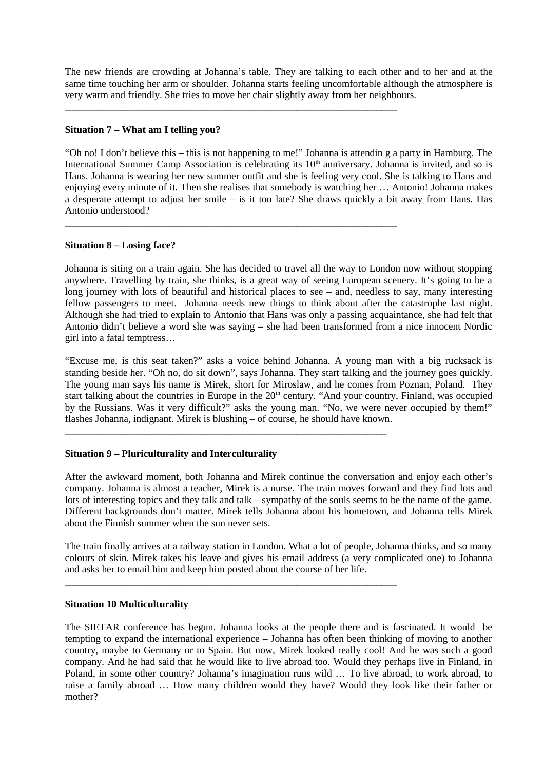The new friends are crowding at Johanna's table. They are talking to each other and to her and at the same time touching her arm or shoulder. Johanna starts feeling uncomfortable although the atmosphere is very warm and friendly. She tries to move her chair slightly away from her neighbours.

---

**Situation 7 – What am I telling you?**

"Oh no! I don't believe this – this is not happening to me!" Johanna is attendin g a party in Hamburg. The International Summer Camp Association is celebrating its 10th anniversary. Johanna is invited, and so is Hans. Johanna is wearing her new summer outfit and she is feeling very cool. She is talking to Hans and enjoying every minute of it. Then she realises that somebody is watching her … Antonio! Johanna makes a desperate attempt to adjust her smile – is it too late? She draws quickly a bit away from Hans. Has Antonio understood?

---

**Situation 8 – Losing face?**

Johanna is siting on a train again. She has decided to travel all the way to London now without stopping anywhere. Travelling by train, she thinks, is a great way of seeing European scenery. It's going to be a long journey with lots of beautiful and historical places to see – and, needless to say, many interesting fellow passengers to meet. Johanna needs new things to think about after the catastrophe last night. Although she had tried to explain to Antonio that Hans was only a passing acquaintance, she had felt that Antonio didn't believe a word she was saying – she had been transformed from a nice innocent Nordic girl into a fatal temptress…

"Excuse me, is this seat taken?" asks a voice behind Johanna. A young man with a big rucksack is standing beside her. "Oh no, do sit down", says Johanna. They start talking and the journey goes quickly. The young man says his name is Mirek, short for Miroslaw, and he comes from Poznan, Poland. They start talking about the countries in Europe in the 20th century. "And your country, Finland, was occupied by the Russians. Was it very difficult?" asks the young man. "No, we were never occupied by them!" flashes Johanna, indignant. Mirek is blushing – of course, he should have known.

---

**Situation 9 – Pluriculturality and Interculturality**

After the awkward moment, both Johanna and Mirek continue the conversation and enjoy each other's company. Johanna is almost a teacher, Mirek is a nurse. The train moves forward and they find lots and lots of interesting topics and they talk and talk – sympathy of the souls seems to be the name of the game. Different backgrounds don't matter. Mirek tells Johanna about his hometown, and Johanna tells Mirek about the Finnish summer when the sun never sets.

The train finally arrives at a railway station in London. What a lot of people, Johanna thinks, and so many colours of skin. Mirek takes his leave and gives his email address (a very complicated one) to Johanna and asks her to email him and keep him posted about the course of her life.

---

**Situation 10 Multiculturality**

The SIETAR conference has begun. Johanna looks at the people there and is fascinated. It would be tempting to expand the international experience – Johanna has often been thinking of moving to another country, maybe to Germany or to Spain. But now, Mirek looked really cool! And he was such a good company. And he had said that he would like to live abroad too. Would they perhaps live in Finland, in Poland, in some other country? Johanna's imagination runs wild … To live abroad, to work abroad, to raise a family abroad … How many children would they have? Would they look like their father or mother?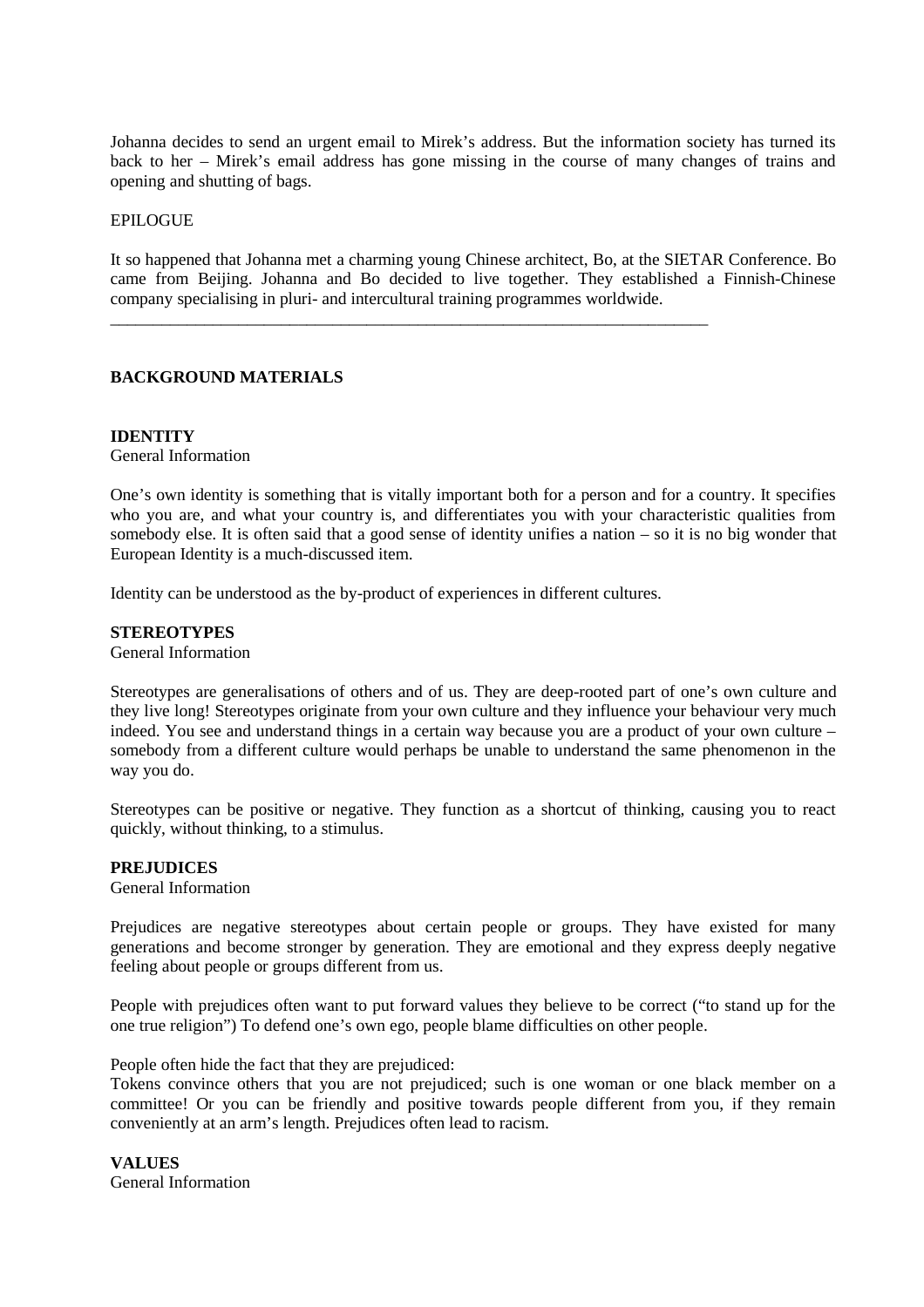Johanna decides to send an urgent email to Mirek's address. But the information society has turned its back to her – Mirek's email address has gone missing in the course of many changes of trains and opening and shutting of bags.

EPILOGUE

It so happened that Johanna met a charming young Chinese architect, Bo, at the SIETAR Conference. Bo came from Beijing. Johanna and Bo decided to live together. They established a Finnish-Chinese company specialising in pluri- and intercultural training programmes worldwide.

---

## BACKGROUND MATERIALS

### IDENTITY

General Information

One's own identity is something that is vitally important both for a person and for a country. It specifies who you are, and what your country is, and differentiates you with your characteristic qualities from somebody else. It is often said that a good sense of identity unifies a nation – so it is no big wonder that European Identity is a much-discussed item.

Identity can be understood as the by-product of experiences in different cultures.

### STEREOTYPES

General Information

Stereotypes are generalisations of others and of us. They are deep-rooted part of one's own culture and they live long! Stereotypes originate from your own culture and they influence your behaviour very much indeed. You see and understand things in a certain way because you are a product of your own culture – somebody from a different culture would perhaps be unable to understand the same phenomenon in the way you do.

Stereotypes can be positive or negative. They function as a shortcut of thinking, causing you to react quickly, without thinking, to a stimulus.

### PREJUDICES

General Information

Prejudices are negative stereotypes about certain people or groups. They have existed for many generations and become stronger by generation. They are emotional and they express deeply negative feeling about people or groups different from us.

People with prejudices often want to put forward values they believe to be correct ("to stand up for the one true religion") To defend one's own ego, people blame difficulties on other people.

People often hide the fact that they are prejudiced:
Tokens convince others that you are not prejudiced; such is one woman or one black member on a committee! Or you can be friendly and positive towards people different from you, if they remain conveniently at an arm's length. Prejudices often lead to racism.

### VALUES

General Information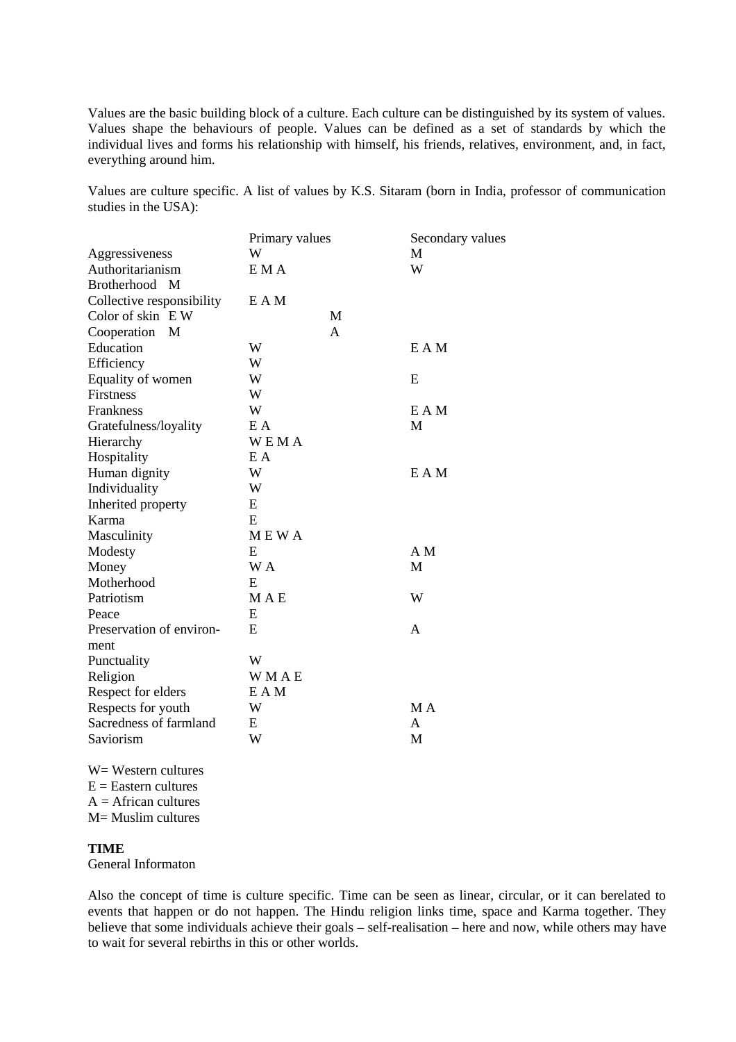Values are the basic building block of a culture. Each culture can be distinguished by its system of values. Values shape the behaviours of people. Values can be defined as a set of standards by which the individual lives and forms his relationship with himself, his friends, relatives, environment, and, in fact, everything around him.

Values are culture specific. A list of values by K.S. Sitaram (born in India, professor of communication studies in the USA):

| | Primary values | Secondary values |
|---|---|---|
| Aggressiveness | W | M |
| Authoritarianism | E M A | W |
| Brotherhood M | | |
| Collective responsibility | E A M | |
| Color of skin E W | M | |
| Cooperation M | A | |
| Education | W | E A M |
| Efficiency | W | |
| Equality of women | W | E |
| Firstness | W | |
| Frankness | W | E A M |
| Gratefulness/loyality | E A | M |
| Hierarchy | W E M A | |
| Hospitality | E A | |
| Human dignity | W | E A M |
| Individuality | W | |
| Inherited property | E | |
| Karma | E | |
| Masculinity | M E W A | |
| Modesty | E | A M |
| Money | W A | M |
| Motherhood | E | |
| Patriotism | M A E | W |
| Peace | E | |
| Preservation of environment | E | A |
| Punctuality | W | |
| Religion | W M A E | |
| Respect for elders | E A M | |
| Respects for youth | W | M A |
| Sacredness of farmland | E | A |
| Saviorism | W | M |

W= Western cultures
E = Eastern cultures
A = African cultures
M= Muslim cultures

**TIME**
General Informaton

Also the concept of time is culture specific. Time can be seen as linear, circular, or it can berelated to events that happen or do not happen. The Hindu religion links time, space and Karma together. They believe that some individuals achieve their goals – self-realisation – here and now, while others may have to wait for several rebirths in this or other worlds.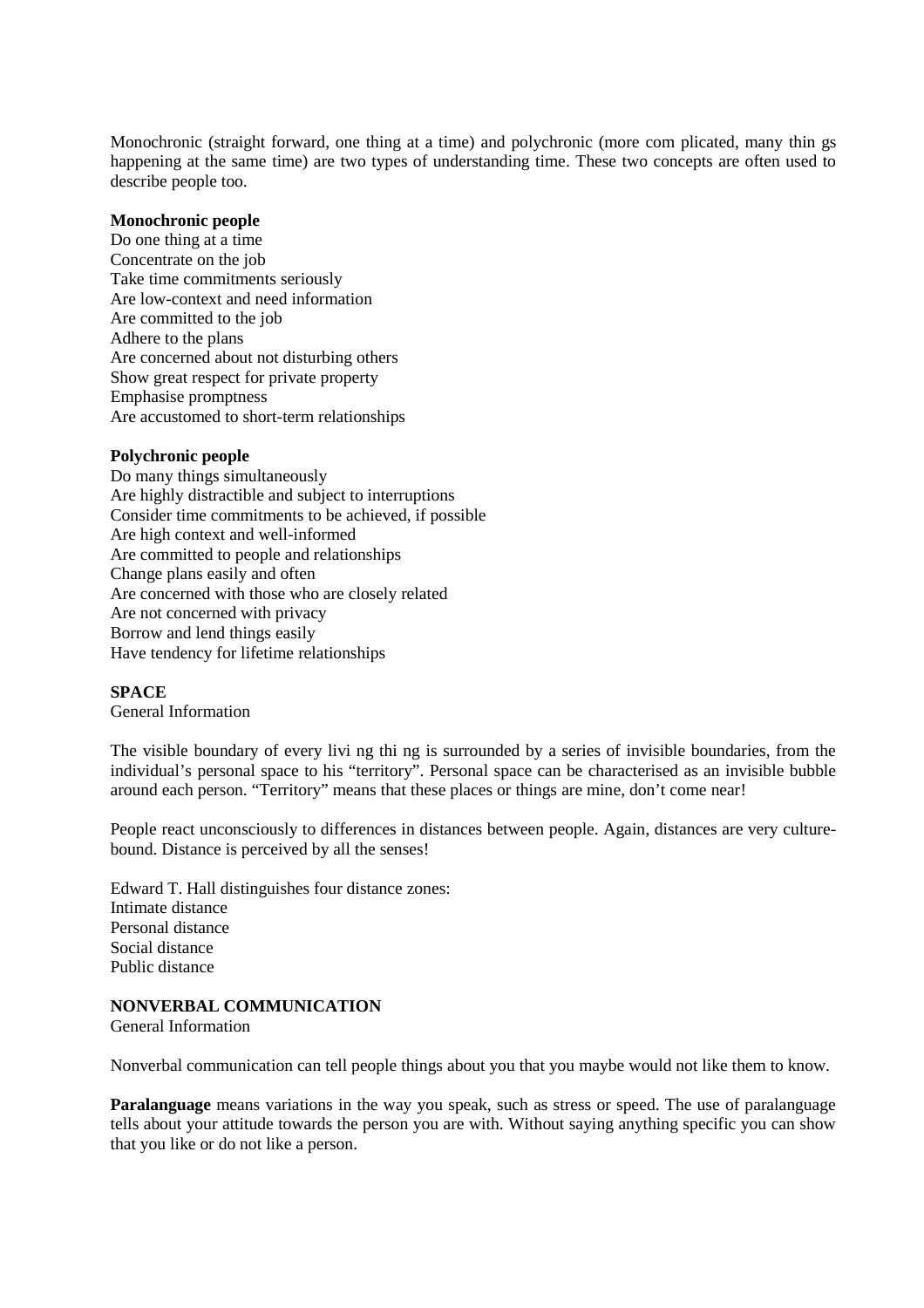Monochronic (straight forward, one thing at a time) and polychronic (more complicated, many things happening at the same time) are two types of understanding time. These two concepts are often used to describe people too.

**Monochronic people**

Do one thing at a time
Concentrate on the job
Take time commitments seriously
Are low-context and need information
Are committed to the job
Adhere to the plans
Are concerned about not disturbing others
Show great respect for private property
Emphasise promptness
Are accustomed to short-term relationships

**Polychronic people**

Do many things simultaneously
Are highly distractible and subject to interruptions
Consider time commitments to be achieved, if possible
Are high context and well-informed
Are committed to people and relationships
Change plans easily and often
Are concerned with those who are closely related
Are not concerned with privacy
Borrow and lend things easily
Have tendency for lifetime relationships

**SPACE**

General Information

The visible boundary of every living thing is surrounded by a series of invisible boundaries, from the individual's personal space to his "territory". Personal space can be characterised as an invisible bubble around each person. "Territory" means that these places or things are mine, don't come near!

People react unconsciously to differences in distances between people. Again, distances are very culture-bound. Distance is perceived by all the senses!

Edward T. Hall distinguishes four distance zones:
Intimate distance
Personal distance
Social distance
Public distance

**NONVERBAL COMMUNICATION**

General Information

Nonverbal communication can tell people things about you that you maybe would not like them to know.

**Paralanguage** means variations in the way you speak, such as stress or speed. The use of paralanguage tells about your attitude towards the person you are with. Without saying anything specific you can show that you like or do not like a person.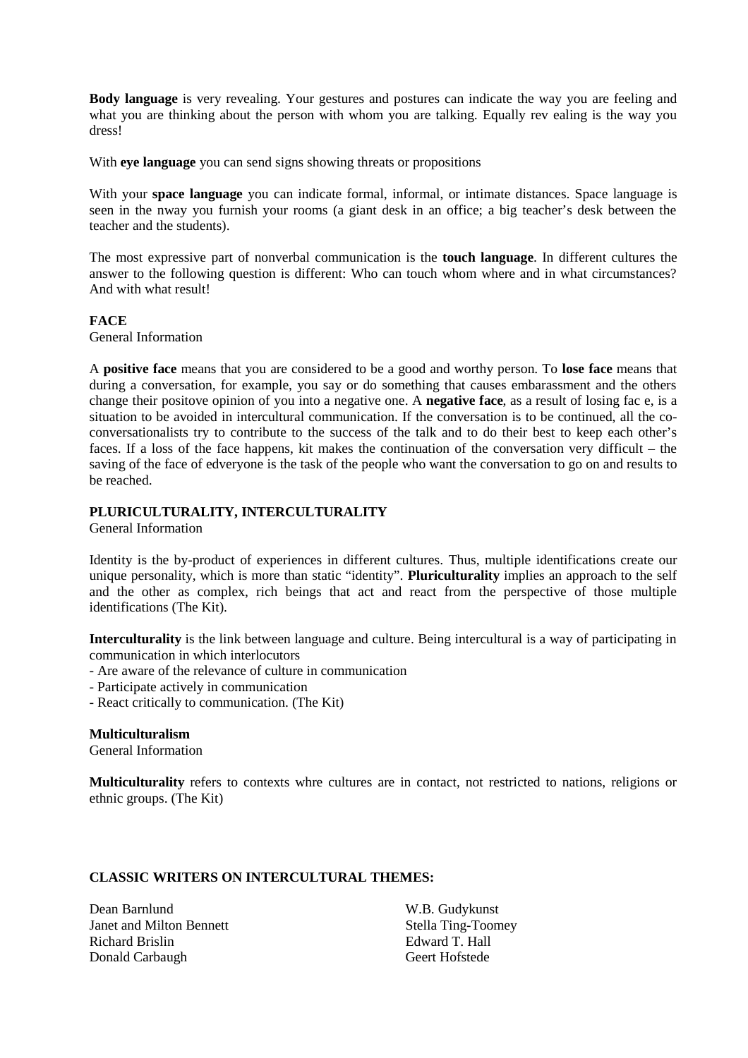**Body language** is very revealing. Your gestures and postures can indicate the way you are feeling and what you are thinking about the person with whom you are talking. Equally rev ealing is the way you dress!

With **eye language** you can send signs showing threats or propositions

With your **space language** you can indicate formal, informal, or intimate distances. Space language is seen in the nway you furnish your rooms (a giant desk in an office; a big teacher's desk between the teacher and the students).

The most expressive part of nonverbal communication is the **touch language**. In different cultures the answer to the following question is different: Who can touch whom where and in what circumstances? And with what result!

**FACE**

General Information

A **positive face** means that you are considered to be a good and worthy person. To **lose face** means that during a conversation, for example, you say or do something that causes embarassment and the others change their positove opinion of you into a negative one. A **negative face**, as a result of losing fac e, is a situation to be avoided in intercultural communication. If the conversation is to be continued, all the co-conversationalists try to contribute to the success of the talk and to do their best to keep each other's faces. If a loss of the face happens, kit makes the continuation of the conversation very difficult – the saving of the face of edveryone is the task of the people who want the conversation to go on and results to be reached.

**PLURICULTURALITY, INTERCULTURALITY**

General Information

Identity is the by-product of experiences in different cultures. Thus, multiple identifications create our unique personality, which is more than static "identity". **Pluriculturality** implies an approach to the self and the other as complex, rich beings that act and react from the perspective of those multiple identifications (The Kit).

**Interculturality** is the link between language and culture. Being intercultural is a way of participating in communication in which interlocutors
- Are aware of the relevance of culture in communication
- Participate actively in communication
- React critically to communication. (The Kit)

**Multiculturalism**

General Information

**Multiculturality** refers to contexts whre cultures are in contact, not restricted to nations, religions or ethnic groups. (The Kit)

**CLASSIC WRITERS ON INTERCULTURAL THEMES:**

Dean Barnlund
Janet and Milton Bennett
Richard Brislin
Donald Carbaugh
W.B. Gudykunst
Stella Ting-Toomey
Edward T. Hall
Geert Hofstede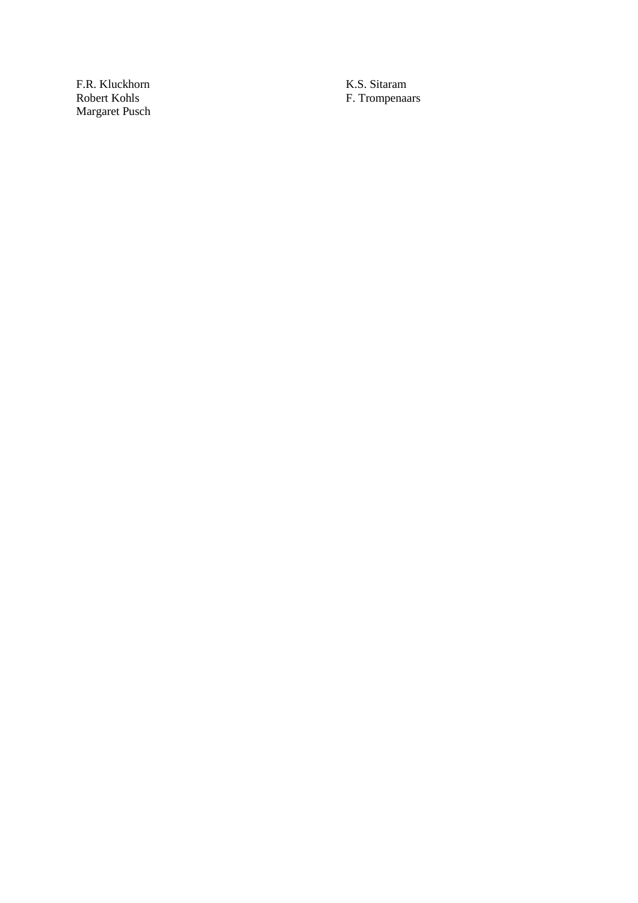F.R. Kluckhorn
Robert Kohls
Margaret Pusch
K.S. Sitaram
F. Trompenaars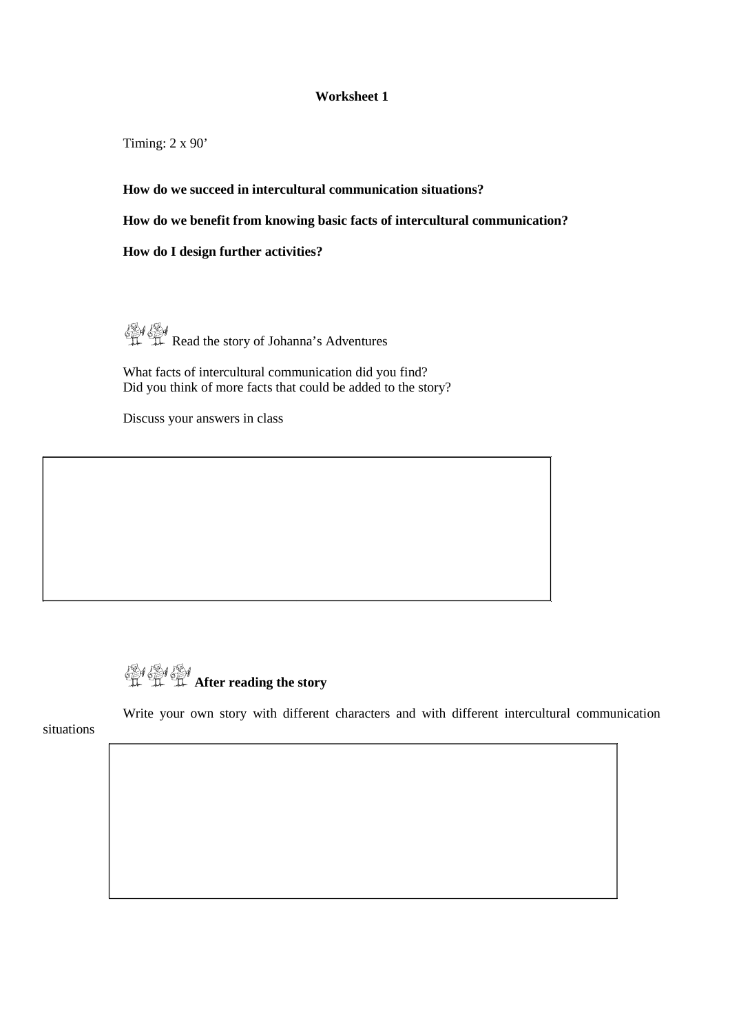**Worksheet 1**

Timing: 2 x 90'

**How do we succeed in intercultural communication situations?**

**How do we benefit from knowing basic facts of intercultural communication?**

**How do I design further activities?**

Read the story of Johanna's Adventures

What facts of intercultural communication did you find?
Did you think of more facts that could be added to the story?

Discuss your answers in class

**After reading the story**

Write your own story with different characters and with different intercultural communication situations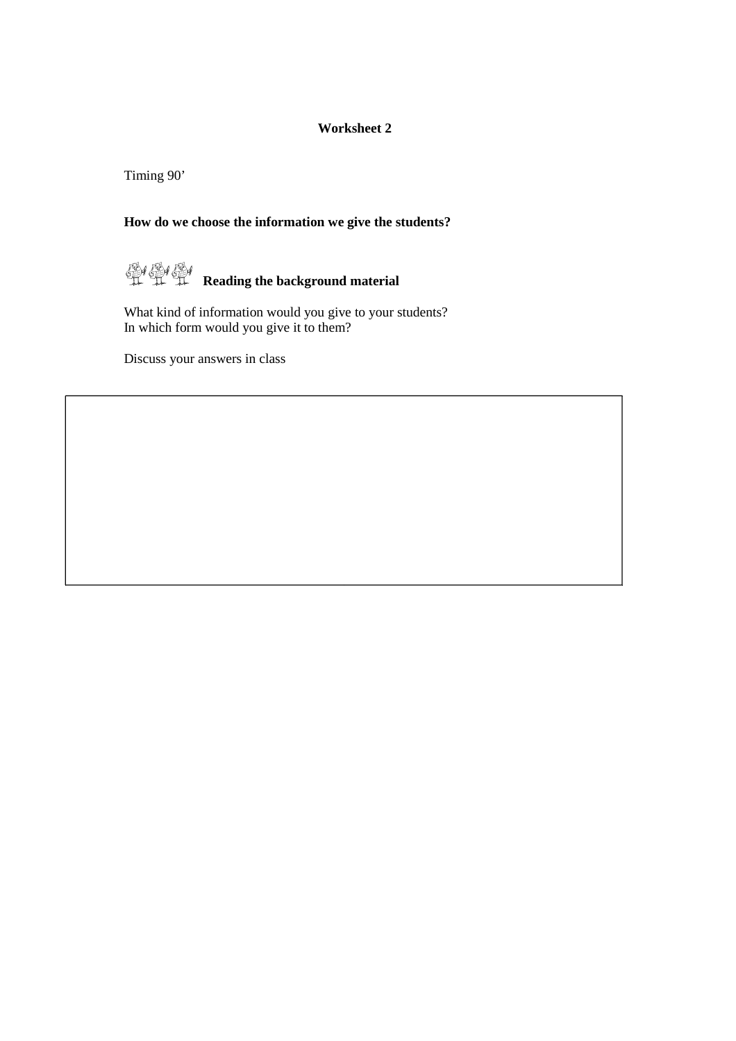**Worksheet 2**

Timing 90’

**How do we choose the information we give the students?**

**Reading the background material**

What kind of information would you give to your students?
In which form would you give it to them?

Discuss your answers in class